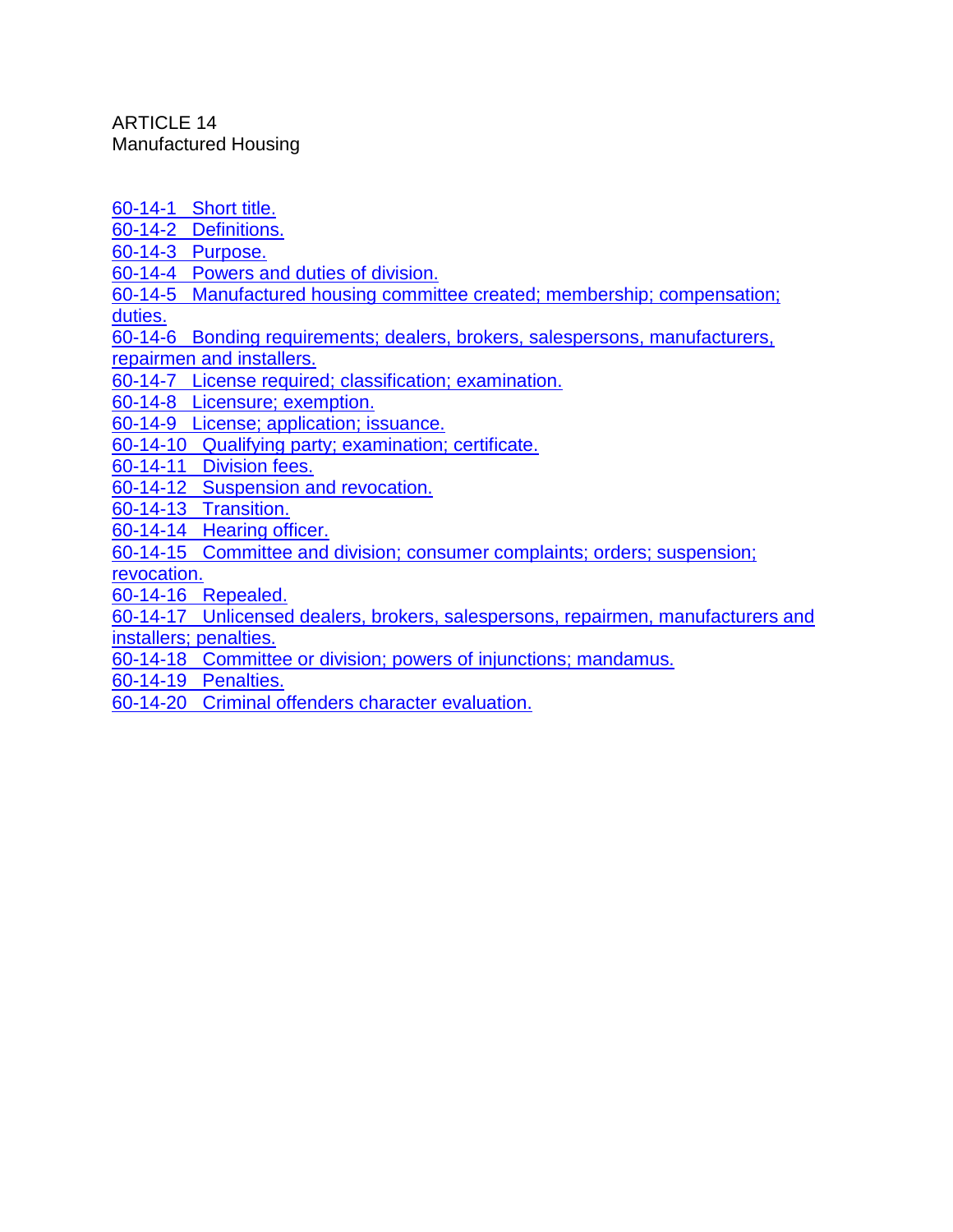# ARTICLE 14
## Manufactured Housing

- 60-14-1 Short title.
- 60-14-2 Definitions.
- 60-14-3 Purpose.
- 60-14-4 Powers and duties of division.
- 60-14-5 Manufactured housing committee created; membership; compensation; duties.
- 60-14-6 Bonding requirements; dealers, brokers, salespersons, manufacturers, repairmen and installers.
- 60-14-7 License required; classification; examination.
- 60-14-8 Licensure; exemption.
- 60-14-9 License; application; issuance.
- 60-14-10 Qualifying party; examination; certificate.
- 60-14-11 Division fees.
- 60-14-12 Suspension and revocation.
- 60-14-13 Transition.
- 60-14-14 Hearing officer.
- 60-14-15 Committee and division; consumer complaints; orders; suspension; revocation.
- 60-14-16 Repealed.
- 60-14-17 Unlicensed dealers, brokers, salespersons, repairmen, manufacturers and installers; penalties.
- 60-14-18 Committee or division; powers of injunctions; mandamus.
- 60-14-19 Penalties.
- 60-14-20 Criminal offenders character evaluation.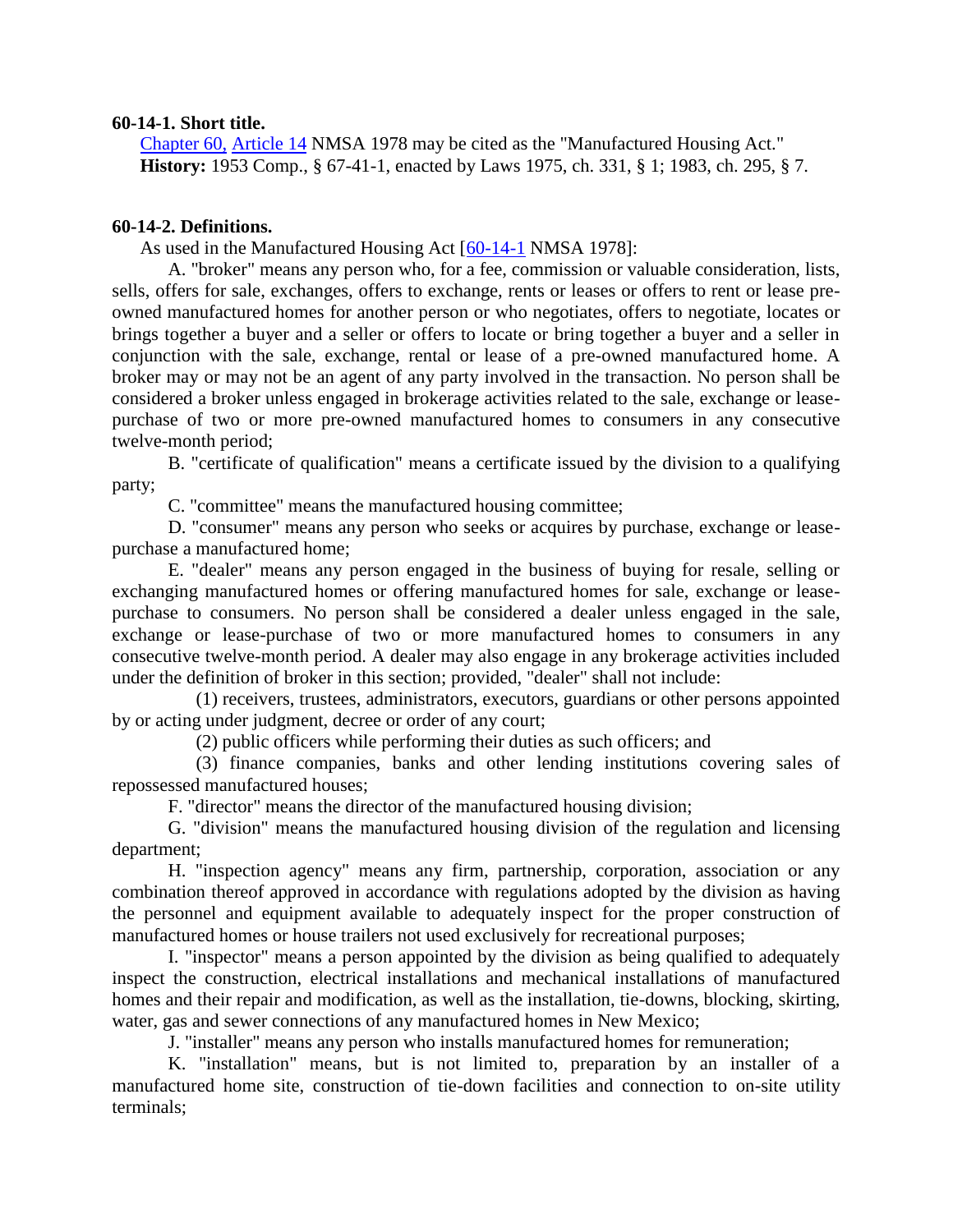**60-14-1. Short title.**

Chapter 60, Article 14 NMSA 1978 may be cited as the "Manufactured Housing Act."

**History:** 1953 Comp., § 67-41-1, enacted by Laws 1975, ch. 331, § 1; 1983, ch. 295, § 7.

**60-14-2. Definitions.**

As used in the Manufactured Housing Act [60-14-1 NMSA 1978]:

A. "broker" means any person who, for a fee, commission or valuable consideration, lists, sells, offers for sale, exchanges, offers to exchange, rents or leases or offers to rent or lease pre-owned manufactured homes for another person or who negotiates, offers to negotiate, locates or brings together a buyer and a seller or offers to locate or bring together a buyer and a seller in conjunction with the sale, exchange, rental or lease of a pre-owned manufactured home. A broker may or may not be an agent of any party involved in the transaction. No person shall be considered a broker unless engaged in brokerage activities related to the sale, exchange or lease-purchase of two or more pre-owned manufactured homes to consumers in any consecutive twelve-month period;

B. "certificate of qualification" means a certificate issued by the division to a qualifying party;

C. "committee" means the manufactured housing committee;

D. "consumer" means any person who seeks or acquires by purchase, exchange or lease-purchase a manufactured home;

E. "dealer" means any person engaged in the business of buying for resale, selling or exchanging manufactured homes or offering manufactured homes for sale, exchange or lease-purchase to consumers. No person shall be considered a dealer unless engaged in the sale, exchange or lease-purchase of two or more manufactured homes to consumers in any consecutive twelve-month period. A dealer may also engage in any brokerage activities included under the definition of broker in this section; provided, "dealer" shall not include:

(1) receivers, trustees, administrators, executors, guardians or other persons appointed by or acting under judgment, decree or order of any court;

(2) public officers while performing their duties as such officers; and

(3) finance companies, banks and other lending institutions covering sales of repossessed manufactured houses;

F. "director" means the director of the manufactured housing division;

G. "division" means the manufactured housing division of the regulation and licensing department;

H. "inspection agency" means any firm, partnership, corporation, association or any combination thereof approved in accordance with regulations adopted by the division as having the personnel and equipment available to adequately inspect for the proper construction of manufactured homes or house trailers not used exclusively for recreational purposes;

I. "inspector" means a person appointed by the division as being qualified to adequately inspect the construction, electrical installations and mechanical installations of manufactured homes and their repair and modification, as well as the installation, tie-downs, blocking, skirting, water, gas and sewer connections of any manufactured homes in New Mexico;

J. "installer" means any person who installs manufactured homes for remuneration;

K. "installation" means, but is not limited to, preparation by an installer of a manufactured home site, construction of tie-down facilities and connection to on-site utility terminals;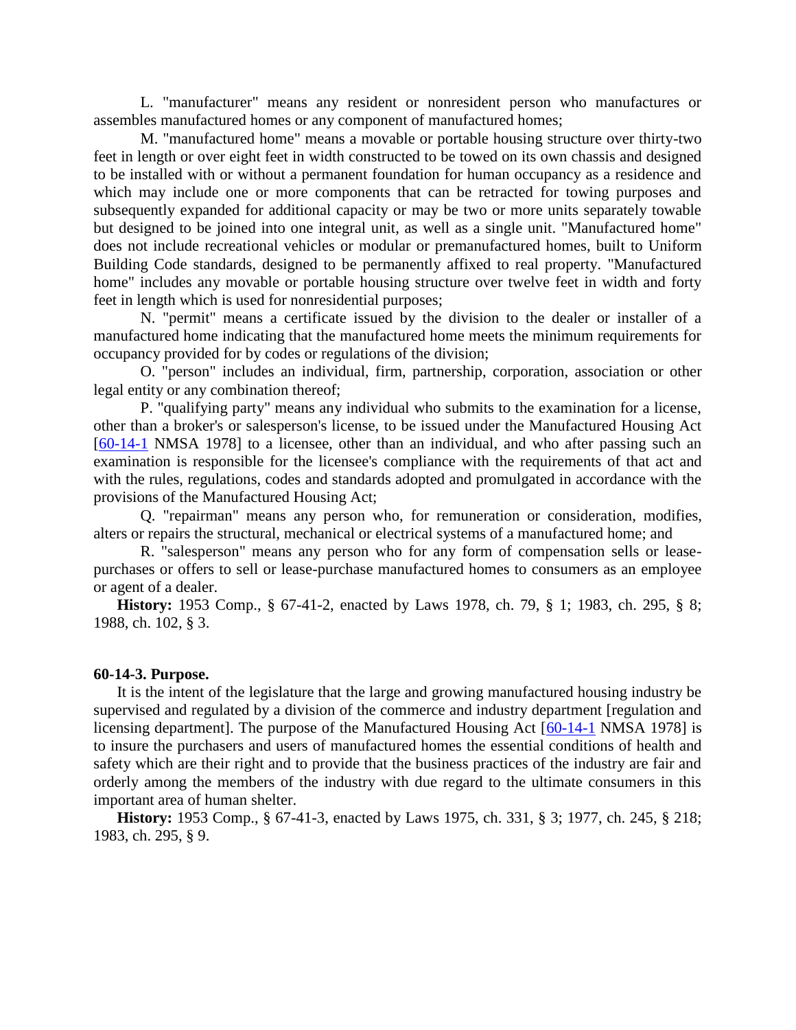L. "manufacturer" means any resident or nonresident person who manufactures or assembles manufactured homes or any component of manufactured homes;

M. "manufactured home" means a movable or portable housing structure over thirty-two feet in length or over eight feet in width constructed to be towed on its own chassis and designed to be installed with or without a permanent foundation for human occupancy as a residence and which may include one or more components that can be retracted for towing purposes and subsequently expanded for additional capacity or may be two or more units separately towable but designed to be joined into one integral unit, as well as a single unit. "Manufactured home" does not include recreational vehicles or modular or premanufactured homes, built to Uniform Building Code standards, designed to be permanently affixed to real property. "Manufactured home" includes any movable or portable housing structure over twelve feet in width and forty feet in length which is used for nonresidential purposes;

N. "permit" means a certificate issued by the division to the dealer or installer of a manufactured home indicating that the manufactured home meets the minimum requirements for occupancy provided for by codes or regulations of the division;

O. "person" includes an individual, firm, partnership, corporation, association or other legal entity or any combination thereof;

P. "qualifying party" means any individual who submits to the examination for a license, other than a broker's or salesperson's license, to be issued under the Manufactured Housing Act [60-14-1 NMSA 1978] to a licensee, other than an individual, and who after passing such an examination is responsible for the licensee's compliance with the requirements of that act and with the rules, regulations, codes and standards adopted and promulgated in accordance with the provisions of the Manufactured Housing Act;

Q. "repairman" means any person who, for remuneration or consideration, modifies, alters or repairs the structural, mechanical or electrical systems of a manufactured home; and

R. "salesperson" means any person who for any form of compensation sells or lease-purchases or offers to sell or lease-purchase manufactured homes to consumers as an employee or agent of a dealer.

**History:** 1953 Comp., § 67-41-2, enacted by Laws 1978, ch. 79, § 1; 1983, ch. 295, § 8; 1988, ch. 102, § 3.

**60-14-3. Purpose.**

It is the intent of the legislature that the large and growing manufactured housing industry be supervised and regulated by a division of the commerce and industry department [regulation and licensing department]. The purpose of the Manufactured Housing Act [60-14-1 NMSA 1978] is to insure the purchasers and users of manufactured homes the essential conditions of health and safety which are their right and to provide that the business practices of the industry are fair and orderly among the members of the industry with due regard to the ultimate consumers in this important area of human shelter.

**History:** 1953 Comp., § 67-41-3, enacted by Laws 1975, ch. 331, § 3; 1977, ch. 245, § 218; 1983, ch. 295, § 9.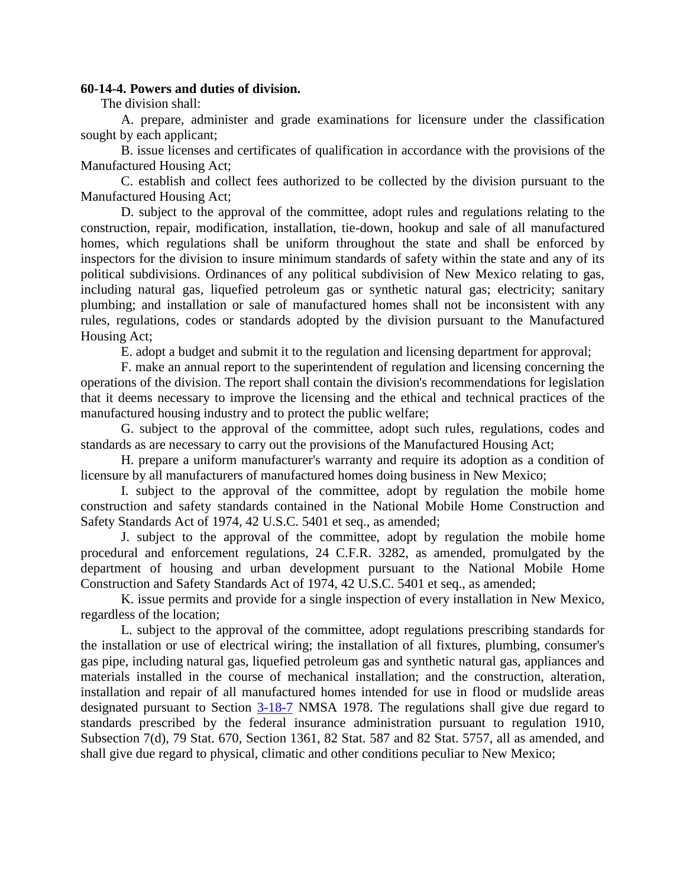**60-14-4. Powers and duties of division.**

The division shall:

A. prepare, administer and grade examinations for licensure under the classification sought by each applicant;

B. issue licenses and certificates of qualification in accordance with the provisions of the Manufactured Housing Act;

C. establish and collect fees authorized to be collected by the division pursuant to the Manufactured Housing Act;

D. subject to the approval of the committee, adopt rules and regulations relating to the construction, repair, modification, installation, tie-down, hookup and sale of all manufactured homes, which regulations shall be uniform throughout the state and shall be enforced by inspectors for the division to insure minimum standards of safety within the state and any of its political subdivisions. Ordinances of any political subdivision of New Mexico relating to gas, including natural gas, liquefied petroleum gas or synthetic natural gas; electricity; sanitary plumbing; and installation or sale of manufactured homes shall not be inconsistent with any rules, regulations, codes or standards adopted by the division pursuant to the Manufactured Housing Act;

E. adopt a budget and submit it to the regulation and licensing department for approval;

F. make an annual report to the superintendent of regulation and licensing concerning the operations of the division. The report shall contain the division's recommendations for legislation that it deems necessary to improve the licensing and the ethical and technical practices of the manufactured housing industry and to protect the public welfare;

G. subject to the approval of the committee, adopt such rules, regulations, codes and standards as are necessary to carry out the provisions of the Manufactured Housing Act;

H. prepare a uniform manufacturer's warranty and require its adoption as a condition of licensure by all manufacturers of manufactured homes doing business in New Mexico;

I. subject to the approval of the committee, adopt by regulation the mobile home construction and safety standards contained in the National Mobile Home Construction and Safety Standards Act of 1974, 42 U.S.C. 5401 et seq., as amended;

J. subject to the approval of the committee, adopt by regulation the mobile home procedural and enforcement regulations, 24 C.F.R. 3282, as amended, promulgated by the department of housing and urban development pursuant to the National Mobile Home Construction and Safety Standards Act of 1974, 42 U.S.C. 5401 et seq., as amended;

K. issue permits and provide for a single inspection of every installation in New Mexico, regardless of the location;

L. subject to the approval of the committee, adopt regulations prescribing standards for the installation or use of electrical wiring; the installation of all fixtures, plumbing, consumer's gas pipe, including natural gas, liquefied petroleum gas and synthetic natural gas, appliances and materials installed in the course of mechanical installation; and the construction, alteration, installation and repair of all manufactured homes intended for use in flood or mudslide areas designated pursuant to Section 3-18-7 NMSA 1978. The regulations shall give due regard to standards prescribed by the federal insurance administration pursuant to regulation 1910, Subsection 7(d), 79 Stat. 670, Section 1361, 82 Stat. 587 and 82 Stat. 5757, all as amended, and shall give due regard to physical, climatic and other conditions peculiar to New Mexico;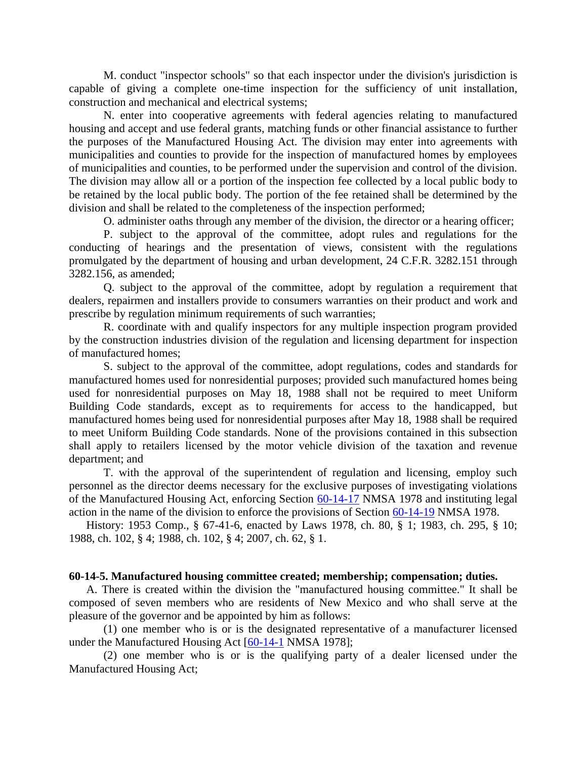M. conduct "inspector schools" so that each inspector under the division's jurisdiction is capable of giving a complete one-time inspection for the sufficiency of unit installation, construction and mechanical and electrical systems;

N. enter into cooperative agreements with federal agencies relating to manufactured housing and accept and use federal grants, matching funds or other financial assistance to further the purposes of the Manufactured Housing Act. The division may enter into agreements with municipalities and counties to provide for the inspection of manufactured homes by employees of municipalities and counties, to be performed under the supervision and control of the division. The division may allow all or a portion of the inspection fee collected by a local public body to be retained by the local public body. The portion of the fee retained shall be determined by the division and shall be related to the completeness of the inspection performed;

O. administer oaths through any member of the division, the director or a hearing officer;

P. subject to the approval of the committee, adopt rules and regulations for the conducting of hearings and the presentation of views, consistent with the regulations promulgated by the department of housing and urban development, 24 C.F.R. 3282.151 through 3282.156, as amended;

Q. subject to the approval of the committee, adopt by regulation a requirement that dealers, repairmen and installers provide to consumers warranties on their product and work and prescribe by regulation minimum requirements of such warranties;

R. coordinate with and qualify inspectors for any multiple inspection program provided by the construction industries division of the regulation and licensing department for inspection of manufactured homes;

S. subject to the approval of the committee, adopt regulations, codes and standards for manufactured homes used for nonresidential purposes; provided such manufactured homes being used for nonresidential purposes on May 18, 1988 shall not be required to meet Uniform Building Code standards, except as to requirements for access to the handicapped, but manufactured homes being used for nonresidential purposes after May 18, 1988 shall be required to meet Uniform Building Code standards. None of the provisions contained in this subsection shall apply to retailers licensed by the motor vehicle division of the taxation and revenue department; and

T. with the approval of the superintendent of regulation and licensing, employ such personnel as the director deems necessary for the exclusive purposes of investigating violations of the Manufactured Housing Act, enforcing Section 60-14-17 NMSA 1978 and instituting legal action in the name of the division to enforce the provisions of Section 60-14-19 NMSA 1978.

History: 1953 Comp., § 67-41-6, enacted by Laws 1978, ch. 80, § 1; 1983, ch. 295, § 10; 1988, ch. 102, § 4; 1988, ch. 102, § 4; 2007, ch. 62, § 1.

**60-14-5. Manufactured housing committee created; membership; compensation; duties.**

A. There is created within the division the "manufactured housing committee." It shall be composed of seven members who are residents of New Mexico and who shall serve at the pleasure of the governor and be appointed by him as follows:

(1) one member who is or is the designated representative of a manufacturer licensed under the Manufactured Housing Act [60-14-1 NMSA 1978];

(2) one member who is or is the qualifying party of a dealer licensed under the Manufactured Housing Act;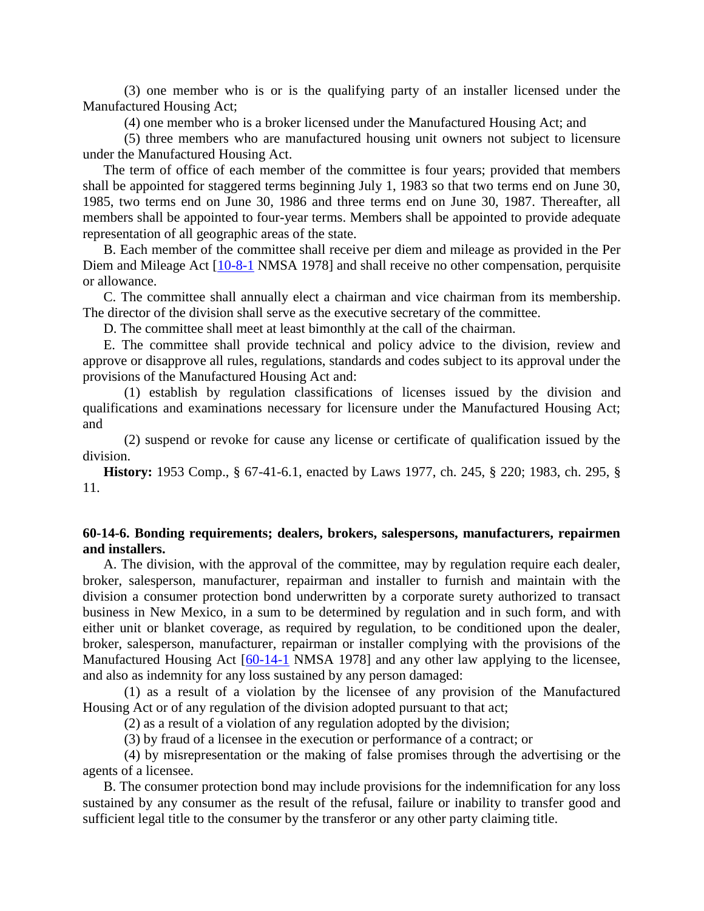(3) one member who is or is the qualifying party of an installer licensed under the Manufactured Housing Act;

(4) one member who is a broker licensed under the Manufactured Housing Act; and

(5) three members who are manufactured housing unit owners not subject to licensure under the Manufactured Housing Act.

The term of office of each member of the committee is four years; provided that members shall be appointed for staggered terms beginning July 1, 1983 so that two terms end on June 30, 1985, two terms end on June 30, 1986 and three terms end on June 30, 1987. Thereafter, all members shall be appointed to four-year terms. Members shall be appointed to provide adequate representation of all geographic areas of the state.

B. Each member of the committee shall receive per diem and mileage as provided in the Per Diem and Mileage Act [10-8-1 NMSA 1978] and shall receive no other compensation, perquisite or allowance.

C. The committee shall annually elect a chairman and vice chairman from its membership. The director of the division shall serve as the executive secretary of the committee.

D. The committee shall meet at least bimonthly at the call of the chairman.

E. The committee shall provide technical and policy advice to the division, review and approve or disapprove all rules, regulations, standards and codes subject to its approval under the provisions of the Manufactured Housing Act and:

(1) establish by regulation classifications of licenses issued by the division and qualifications and examinations necessary for licensure under the Manufactured Housing Act; and

(2) suspend or revoke for cause any license or certificate of qualification issued by the division.

**History:** 1953 Comp., § 67-41-6.1, enacted by Laws 1977, ch. 245, § 220; 1983, ch. 295, § 11.

### 60-14-6. Bonding requirements; dealers, brokers, salespersons, manufacturers, repairmen and installers.

A. The division, with the approval of the committee, may by regulation require each dealer, broker, salesperson, manufacturer, repairman and installer to furnish and maintain with the division a consumer protection bond underwritten by a corporate surety authorized to transact business in New Mexico, in a sum to be determined by regulation and in such form, and with either unit or blanket coverage, as required by regulation, to be conditioned upon the dealer, broker, salesperson, manufacturer, repairman or installer complying with the provisions of the Manufactured Housing Act [60-14-1 NMSA 1978] and any other law applying to the licensee, and also as indemnity for any loss sustained by any person damaged:

(1) as a result of a violation by the licensee of any provision of the Manufactured Housing Act or of any regulation of the division adopted pursuant to that act;

(2) as a result of a violation of any regulation adopted by the division;

(3) by fraud of a licensee in the execution or performance of a contract; or

(4) by misrepresentation or the making of false promises through the advertising or the agents of a licensee.

B. The consumer protection bond may include provisions for the indemnification for any loss sustained by any consumer as the result of the refusal, failure or inability to transfer good and sufficient legal title to the consumer by the transferor or any other party claiming title.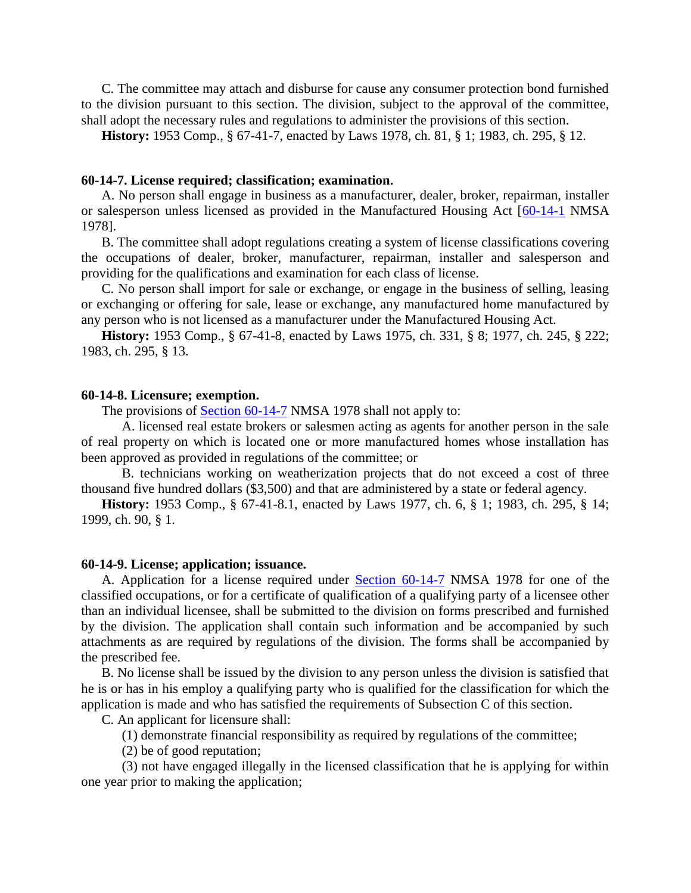C. The committee may attach and disburse for cause any consumer protection bond furnished to the division pursuant to this section. The division, subject to the approval of the committee, shall adopt the necessary rules and regulations to administer the provisions of this section.

**History:** 1953 Comp., § 67-41-7, enacted by Laws 1978, ch. 81, § 1; 1983, ch. 295, § 12.

**60-14-7. License required; classification; examination.**

A. No person shall engage in business as a manufacturer, dealer, broker, repairman, installer or salesperson unless licensed as provided in the Manufactured Housing Act [60-14-1 NMSA 1978].

B. The committee shall adopt regulations creating a system of license classifications covering the occupations of dealer, broker, manufacturer, repairman, installer and salesperson and providing for the qualifications and examination for each class of license.

C. No person shall import for sale or exchange, or engage in the business of selling, leasing or exchanging or offering for sale, lease or exchange, any manufactured home manufactured by any person who is not licensed as a manufacturer under the Manufactured Housing Act.

**History:** 1953 Comp., § 67-41-8, enacted by Laws 1975, ch. 331, § 8; 1977, ch. 245, § 222; 1983, ch. 295, § 13.

**60-14-8. Licensure; exemption.**

The provisions of Section 60-14-7 NMSA 1978 shall not apply to:

A. licensed real estate brokers or salesmen acting as agents for another person in the sale of real property on which is located one or more manufactured homes whose installation has been approved as provided in regulations of the committee; or

B. technicians working on weatherization projects that do not exceed a cost of three thousand five hundred dollars ($3,500) and that are administered by a state or federal agency.

**History:** 1953 Comp., § 67-41-8.1, enacted by Laws 1977, ch. 6, § 1; 1983, ch. 295, § 14; 1999, ch. 90, § 1.

**60-14-9. License; application; issuance.**

A. Application for a license required under Section 60-14-7 NMSA 1978 for one of the classified occupations, or for a certificate of qualification of a qualifying party of a licensee other than an individual licensee, shall be submitted to the division on forms prescribed and furnished by the division. The application shall contain such information and be accompanied by such attachments as are required by regulations of the division. The forms shall be accompanied by the prescribed fee.

B. No license shall be issued by the division to any person unless the division is satisfied that he is or has in his employ a qualifying party who is qualified for the classification for which the application is made and who has satisfied the requirements of Subsection C of this section.

C. An applicant for licensure shall:

(1) demonstrate financial responsibility as required by regulations of the committee;

(2) be of good reputation;

(3) not have engaged illegally in the licensed classification that he is applying for within one year prior to making the application;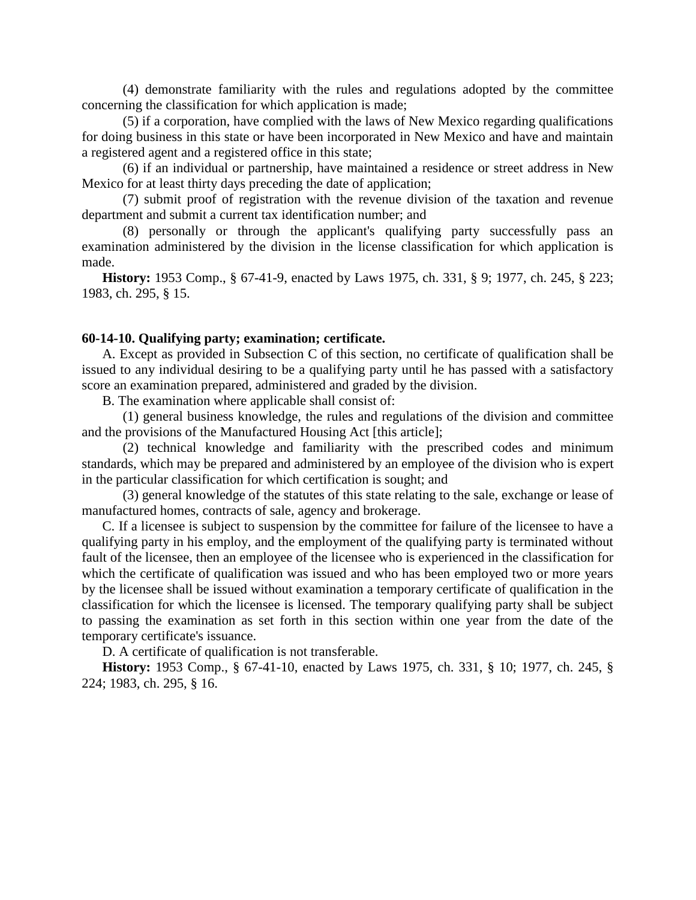(4) demonstrate familiarity with the rules and regulations adopted by the committee concerning the classification for which application is made;

(5) if a corporation, have complied with the laws of New Mexico regarding qualifications for doing business in this state or have been incorporated in New Mexico and have and maintain a registered agent and a registered office in this state;

(6) if an individual or partnership, have maintained a residence or street address in New Mexico for at least thirty days preceding the date of application;

(7) submit proof of registration with the revenue division of the taxation and revenue department and submit a current tax identification number; and

(8) personally or through the applicant's qualifying party successfully pass an examination administered by the division in the license classification for which application is made.

**History:** 1953 Comp., § 67-41-9, enacted by Laws 1975, ch. 331, § 9; 1977, ch. 245, § 223; 1983, ch. 295, § 15.

### 60-14-10. Qualifying party; examination; certificate.

A. Except as provided in Subsection C of this section, no certificate of qualification shall be issued to any individual desiring to be a qualifying party until he has passed with a satisfactory score an examination prepared, administered and graded by the division.

B. The examination where applicable shall consist of:

(1) general business knowledge, the rules and regulations of the division and committee and the provisions of the Manufactured Housing Act [this article];

(2) technical knowledge and familiarity with the prescribed codes and minimum standards, which may be prepared and administered by an employee of the division who is expert in the particular classification for which certification is sought; and

(3) general knowledge of the statutes of this state relating to the sale, exchange or lease of manufactured homes, contracts of sale, agency and brokerage.

C. If a licensee is subject to suspension by the committee for failure of the licensee to have a qualifying party in his employ, and the employment of the qualifying party is terminated without fault of the licensee, then an employee of the licensee who is experienced in the classification for which the certificate of qualification was issued and who has been employed two or more years by the licensee shall be issued without examination a temporary certificate of qualification in the classification for which the licensee is licensed. The temporary qualifying party shall be subject to passing the examination as set forth in this section within one year from the date of the temporary certificate's issuance.

D. A certificate of qualification is not transferable.

**History:** 1953 Comp., § 67-41-10, enacted by Laws 1975, ch. 331, § 10; 1977, ch. 245, § 224; 1983, ch. 295, § 16.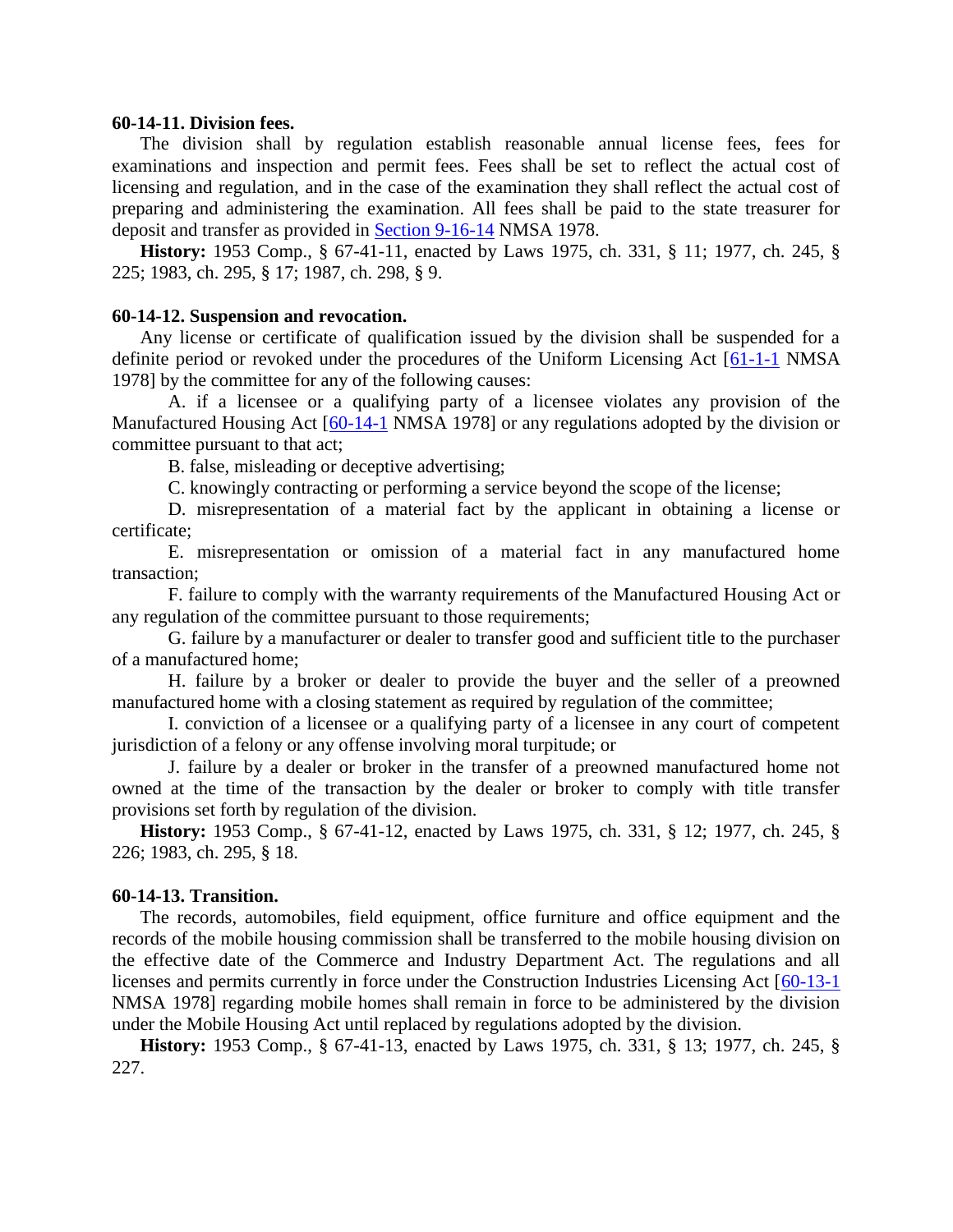**60-14-11. Division fees.**

The division shall by regulation establish reasonable annual license fees, fees for examinations and inspection and permit fees. Fees shall be set to reflect the actual cost of licensing and regulation, and in the case of the examination they shall reflect the actual cost of preparing and administering the examination. All fees shall be paid to the state treasurer for deposit and transfer as provided in Section 9-16-14 NMSA 1978.

**History:** 1953 Comp., § 67-41-11, enacted by Laws 1975, ch. 331, § 11; 1977, ch. 245, § 225; 1983, ch. 295, § 17; 1987, ch. 298, § 9.

**60-14-12. Suspension and revocation.**

Any license or certificate of qualification issued by the division shall be suspended for a definite period or revoked under the procedures of the Uniform Licensing Act [61-1-1 NMSA 1978] by the committee for any of the following causes:

A. if a licensee or a qualifying party of a licensee violates any provision of the Manufactured Housing Act [60-14-1 NMSA 1978] or any regulations adopted by the division or committee pursuant to that act;

B. false, misleading or deceptive advertising;

C. knowingly contracting or performing a service beyond the scope of the license;

D. misrepresentation of a material fact by the applicant in obtaining a license or certificate;

E. misrepresentation or omission of a material fact in any manufactured home transaction;

F. failure to comply with the warranty requirements of the Manufactured Housing Act or any regulation of the committee pursuant to those requirements;

G. failure by a manufacturer or dealer to transfer good and sufficient title to the purchaser of a manufactured home;

H. failure by a broker or dealer to provide the buyer and the seller of a preowned manufactured home with a closing statement as required by regulation of the committee;

I. conviction of a licensee or a qualifying party of a licensee in any court of competent jurisdiction of a felony or any offense involving moral turpitude; or

J. failure by a dealer or broker in the transfer of a preowned manufactured home not owned at the time of the transaction by the dealer or broker to comply with title transfer provisions set forth by regulation of the division.

**History:** 1953 Comp., § 67-41-12, enacted by Laws 1975, ch. 331, § 12; 1977, ch. 245, § 226; 1983, ch. 295, § 18.

**60-14-13. Transition.**

The records, automobiles, field equipment, office furniture and office equipment and the records of the mobile housing commission shall be transferred to the mobile housing division on the effective date of the Commerce and Industry Department Act. The regulations and all licenses and permits currently in force under the Construction Industries Licensing Act [60-13-1 NMSA 1978] regarding mobile homes shall remain in force to be administered by the division under the Mobile Housing Act until replaced by regulations adopted by the division.

**History:** 1953 Comp., § 67-41-13, enacted by Laws 1975, ch. 331, § 13; 1977, ch. 245, § 227.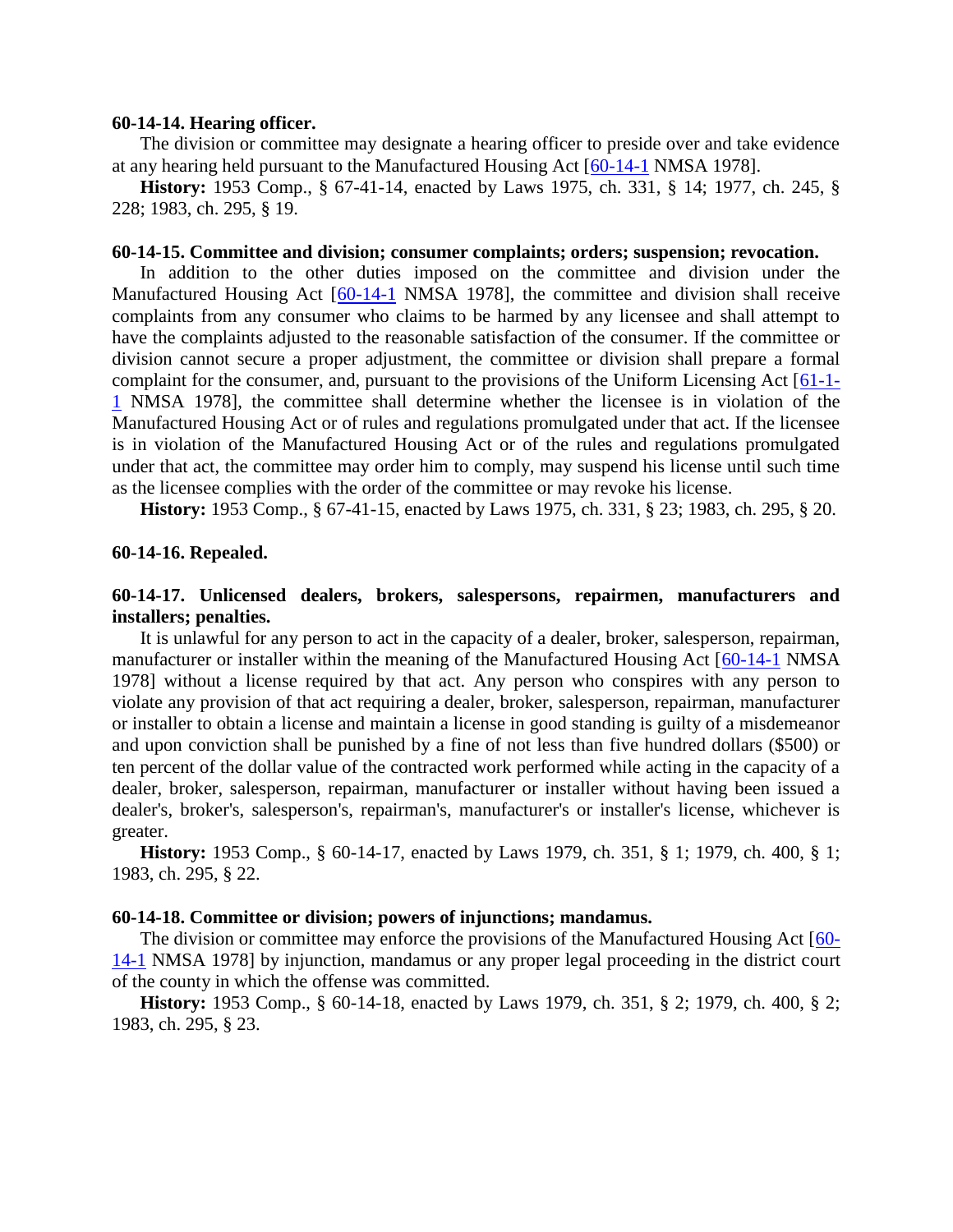**60-14-14. Hearing officer.**

The division or committee may designate a hearing officer to preside over and take evidence at any hearing held pursuant to the Manufactured Housing Act [60-14-1 NMSA 1978].

**History:** 1953 Comp., § 67-41-14, enacted by Laws 1975, ch. 331, § 14; 1977, ch. 245, § 228; 1983, ch. 295, § 19.

**60-14-15. Committee and division; consumer complaints; orders; suspension; revocation.**

In addition to the other duties imposed on the committee and division under the Manufactured Housing Act [60-14-1 NMSA 1978], the committee and division shall receive complaints from any consumer who claims to be harmed by any licensee and shall attempt to have the complaints adjusted to the reasonable satisfaction of the consumer. If the committee or division cannot secure a proper adjustment, the committee or division shall prepare a formal complaint for the consumer, and, pursuant to the provisions of the Uniform Licensing Act [61-1-1 NMSA 1978], the committee shall determine whether the licensee is in violation of the Manufactured Housing Act or of rules and regulations promulgated under that act. If the licensee is in violation of the Manufactured Housing Act or of the rules and regulations promulgated under that act, the committee may order him to comply, may suspend his license until such time as the licensee complies with the order of the committee or may revoke his license.

**History:** 1953 Comp., § 67-41-15, enacted by Laws 1975, ch. 331, § 23; 1983, ch. 295, § 20.

**60-14-16. Repealed.**

**60-14-17. Unlicensed dealers, brokers, salespersons, repairmen, manufacturers and installers; penalties.**

It is unlawful for any person to act in the capacity of a dealer, broker, salesperson, repairman, manufacturer or installer within the meaning of the Manufactured Housing Act [60-14-1 NMSA 1978] without a license required by that act. Any person who conspires with any person to violate any provision of that act requiring a dealer, broker, salesperson, repairman, manufacturer or installer to obtain a license and maintain a license in good standing is guilty of a misdemeanor and upon conviction shall be punished by a fine of not less than five hundred dollars ($500) or ten percent of the dollar value of the contracted work performed while acting in the capacity of a dealer, broker, salesperson, repairman, manufacturer or installer without having been issued a dealer's, broker's, salesperson's, repairman's, manufacturer's or installer's license, whichever is greater.

**History:** 1953 Comp., § 60-14-17, enacted by Laws 1979, ch. 351, § 1; 1979, ch. 400, § 1; 1983, ch. 295, § 22.

**60-14-18. Committee or division; powers of injunctions; mandamus.**

The division or committee may enforce the provisions of the Manufactured Housing Act [60-14-1 NMSA 1978] by injunction, mandamus or any proper legal proceeding in the district court of the county in which the offense was committed.

**History:** 1953 Comp., § 60-14-18, enacted by Laws 1979, ch. 351, § 2; 1979, ch. 400, § 2; 1983, ch. 295, § 23.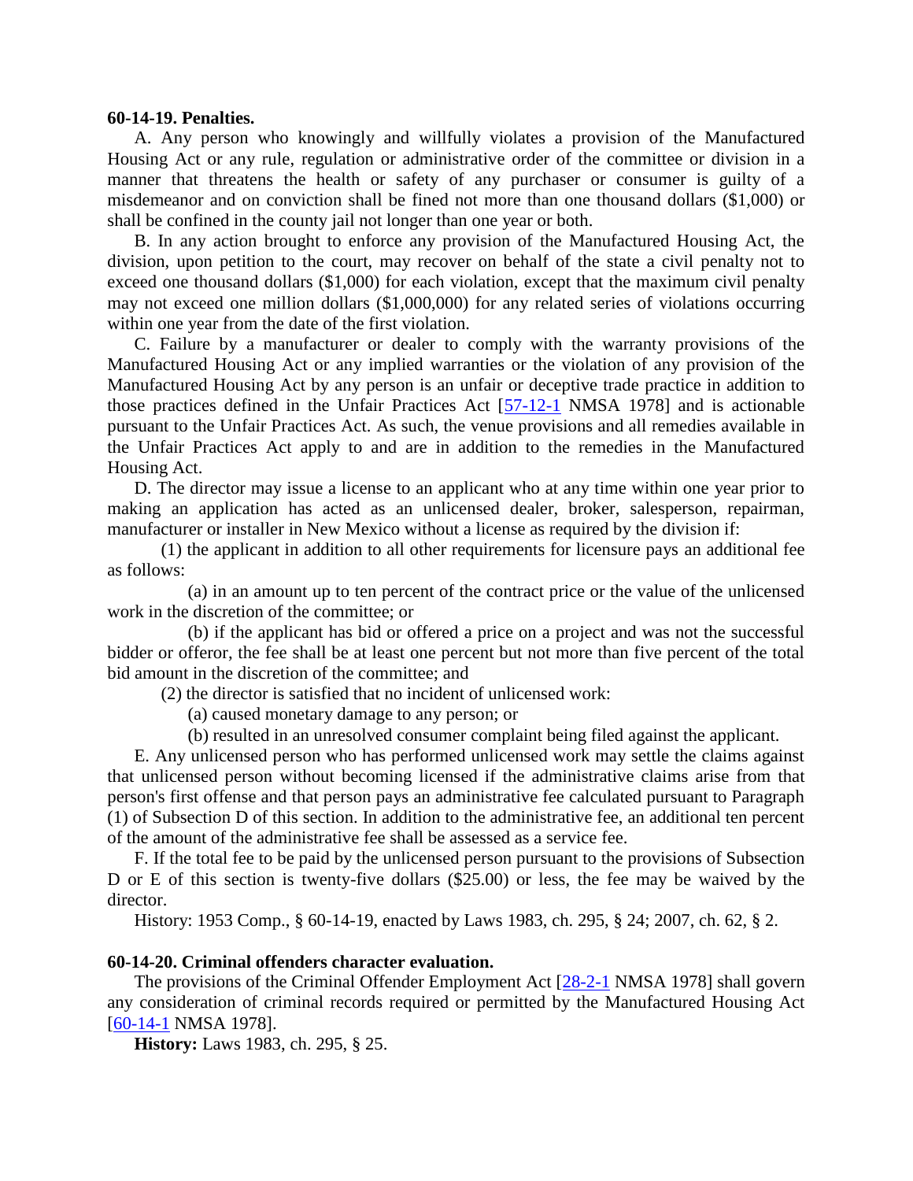**60-14-19. Penalties.**

A. Any person who knowingly and willfully violates a provision of the Manufactured Housing Act or any rule, regulation or administrative order of the committee or division in a manner that threatens the health or safety of any purchaser or consumer is guilty of a misdemeanor and on conviction shall be fined not more than one thousand dollars ($1,000) or shall be confined in the county jail not longer than one year or both.

B. In any action brought to enforce any provision of the Manufactured Housing Act, the division, upon petition to the court, may recover on behalf of the state a civil penalty not to exceed one thousand dollars ($1,000) for each violation, except that the maximum civil penalty may not exceed one million dollars ($1,000,000) for any related series of violations occurring within one year from the date of the first violation.

C. Failure by a manufacturer or dealer to comply with the warranty provisions of the Manufactured Housing Act or any implied warranties or the violation of any provision of the Manufactured Housing Act by any person is an unfair or deceptive trade practice in addition to those practices defined in the Unfair Practices Act [57-12-1 NMSA 1978] and is actionable pursuant to the Unfair Practices Act. As such, the venue provisions and all remedies available in the Unfair Practices Act apply to and are in addition to the remedies in the Manufactured Housing Act.

D. The director may issue a license to an applicant who at any time within one year prior to making an application has acted as an unlicensed dealer, broker, salesperson, repairman, manufacturer or installer in New Mexico without a license as required by the division if:

(1) the applicant in addition to all other requirements for licensure pays an additional fee as follows:

(a) in an amount up to ten percent of the contract price or the value of the unlicensed work in the discretion of the committee; or

(b) if the applicant has bid or offered a price on a project and was not the successful bidder or offeror, the fee shall be at least one percent but not more than five percent of the total bid amount in the discretion of the committee; and

(2) the director is satisfied that no incident of unlicensed work:

(a) caused monetary damage to any person; or

(b) resulted in an unresolved consumer complaint being filed against the applicant.

E. Any unlicensed person who has performed unlicensed work may settle the claims against that unlicensed person without becoming licensed if the administrative claims arise from that person's first offense and that person pays an administrative fee calculated pursuant to Paragraph (1) of Subsection D of this section. In addition to the administrative fee, an additional ten percent of the amount of the administrative fee shall be assessed as a service fee.

F. If the total fee to be paid by the unlicensed person pursuant to the provisions of Subsection D or E of this section is twenty-five dollars ($25.00) or less, the fee may be waived by the director.

History: 1953 Comp., § 60-14-19, enacted by Laws 1983, ch. 295, § 24; 2007, ch. 62, § 2.

**60-14-20. Criminal offenders character evaluation.**

The provisions of the Criminal Offender Employment Act [28-2-1 NMSA 1978] shall govern any consideration of criminal records required or permitted by the Manufactured Housing Act [60-14-1 NMSA 1978].

**History:** Laws 1983, ch. 295, § 25.